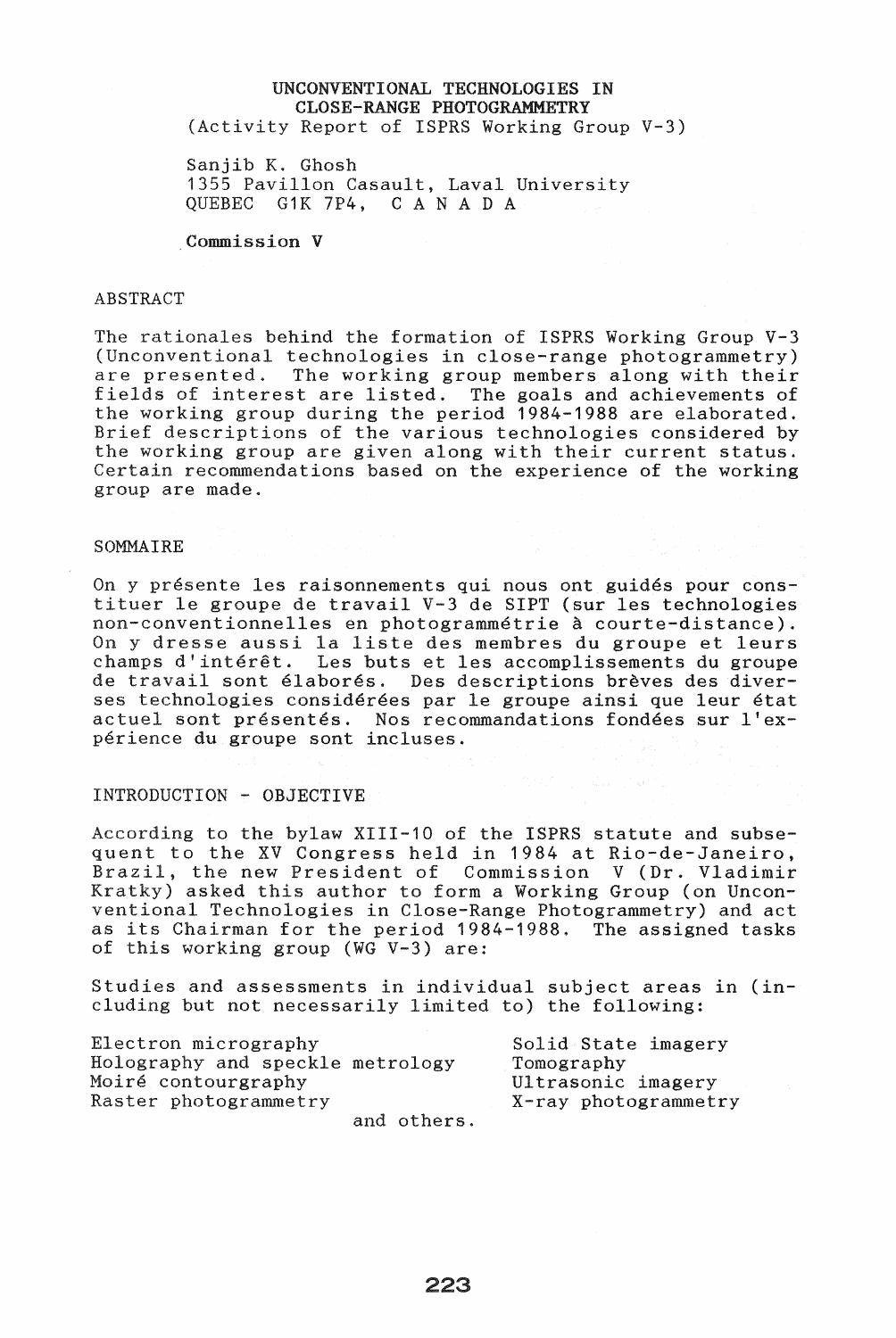# UNCONVENTIONAL TECHNOLOGIES IN CLOSE-RANGE PHOTOGRAMMETRY

(Activity Report of ISPRS Working Group V-3)

Sanjib K. Ghosh
1355 Pavillon Casault, Laval University
QUEBEC G1K 7P4, C A N A D A

**Commission V**

## ABSTRACT

The rationales behind the formation of ISPRS Working Group V-3 (Unconventional technologies in close-range photogrammetry) are presented. The working group members along with their fields of interest are listed. The goals and achievements of the working group during the period 1984-1988 are elaborated. Brief descriptions of the various technologies considered by the working group are given along with their current status. Certain recommendations based on the experience of the working group are made.

## SOMMAIRE

On y présente les raisonnements qui nous ont guidés pour constituer le groupe de travail V-3 de SIPT (sur les technologies non-conventionnelles en photogrammétrie à courte-distance). On y dresse aussi la liste des membres du groupe et leurs champs d'intérêt. Les buts et les accomplissements du groupe de travail sont élaborés. Des descriptions brèves des diverses technologies considérées par le groupe ainsi que leur état actuel sont présentés. Nos recommandations fondées sur l'expérience du groupe sont incluses.

## INTRODUCTION - OBJECTIVE

According to the bylaw XIII-10 of the ISPRS statute and subsequent to the XV Congress held in 1984 at Rio-de-Janeiro, Brazil, the new President of Commission V (Dr. Vladimir Kratky) asked this author to form a Working Group (on Unconventional Technologies in Close-Range Photogrammetry) and act as its Chairman for the period 1984-1988. The assigned tasks of this working group (WG V-3) are:

Studies and assessments in individual subject areas in (including but not necessarily limited to) the following:

| | |
|---|---|
| Electron micrography | Solid State imagery |
| Holography and speckle metrology | Tomography |
| Moiré contourgraphy | Ultrasonic imagery |
| Raster photogrammetry | X-ray photogrammetry |

and others.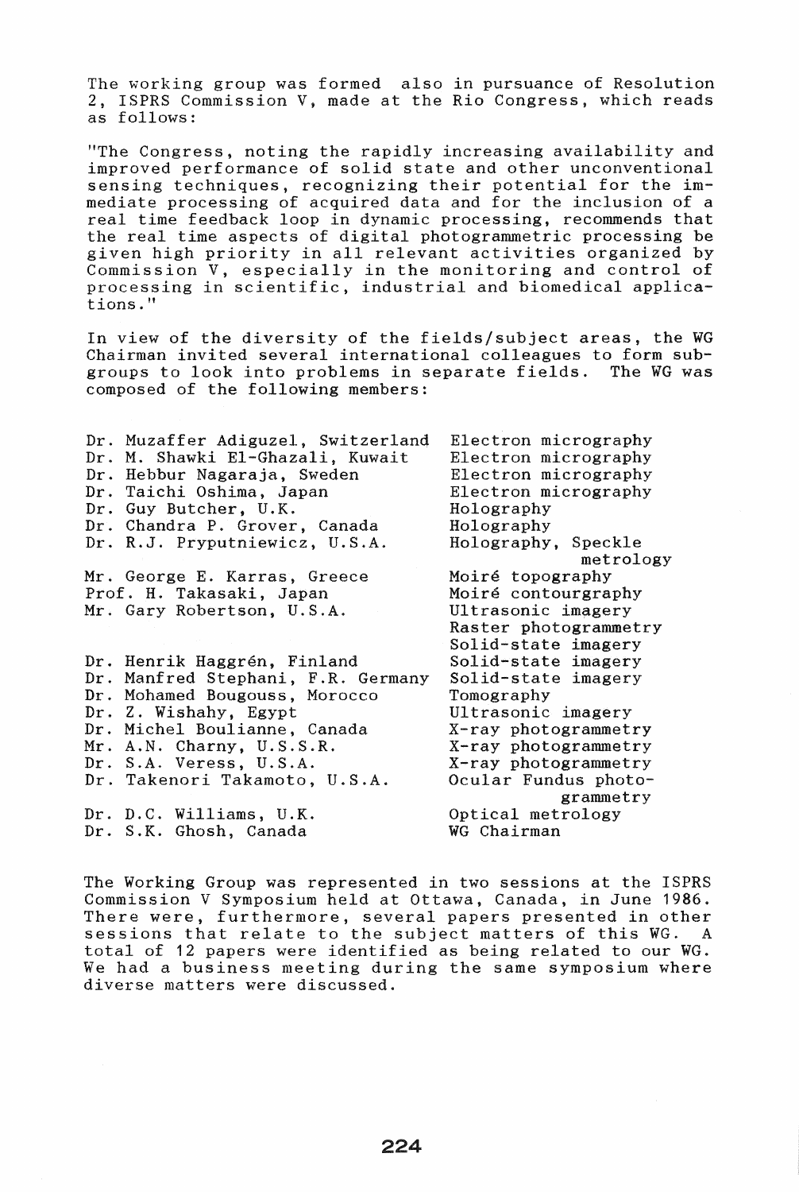The working group was formed also in pursuance of Resolution 2, ISPRS Commission V, made at the Rio Congress, which reads as follows:

"The Congress, noting the rapidly increasing availability and improved performance of solid state and other unconventional sensing techniques, recognizing their potential for the immediate processing of acquired data and for the inclusion of a real time feedback loop in dynamic processing, recommends that the real time aspects of digital photogrammetric processing be given high priority in all relevant activities organized by Commission V, especially in the monitoring and control of processing in scientific, industrial and biomedical applications."

In view of the diversity of the fields/subject areas, the WG Chairman invited several international colleagues to form subgroups to look into problems in separate fields. The WG was composed of the following members:

| Member | Field |
|---|---|
| Dr. Muzaffer Adiguzel, Switzerland | Electron micrography |
| Dr. M. Shawki El-Ghazali, Kuwait | Electron micrography |
| Dr. Hebbur Nagaraja, Sweden | Electron micrography |
| Dr. Taichi Oshima, Japan | Electron micrography |
| Dr. Guy Butcher, U.K. | Holography |
| Dr. Chandra P. Grover, Canada | Holography |
| Dr. R.J. Pryputniewicz, U.S.A. | Holography, Speckle metrology |
| Mr. George E. Karras, Greece | Moiré topography |
| Prof. H. Takasaki, Japan | Moiré contourgraphy |
| Mr. Gary Robertson, U.S.A. | Ultrasonic imagery<br>Raster photogrammetry<br>Solid-state imagery |
| Dr. Henrik Haggrén, Finland | Solid-state imagery |
| Dr. Manfred Stephani, F.R. Germany | Solid-state imagery |
| Dr. Mohamed Bougouss, Morocco | Tomography |
| Dr. Z. Wishahy, Egypt | Ultrasonic imagery |
| Dr. Michel Boulianne, Canada | X-ray photogrammetry |
| Mr. A.N. Charny, U.S.S.R. | X-ray photogrammetry |
| Dr. S.A. Veress, U.S.A. | X-ray photogrammetry |
| Dr. Takenori Takamoto, U.S.A. | Ocular Fundus photogrammetry |
| Dr. D.C. Williams, U.K. | Optical metrology |
| Dr. S.K. Ghosh, Canada | WG Chairman |

The Working Group was represented in two sessions at the ISPRS Commission V Symposium held at Ottawa, Canada, in June 1986. There were, furthermore, several papers presented in other sessions that relate to the subject matters of this WG. A total of 12 papers were identified as being related to our WG. We had a business meeting during the same symposium where diverse matters were discussed.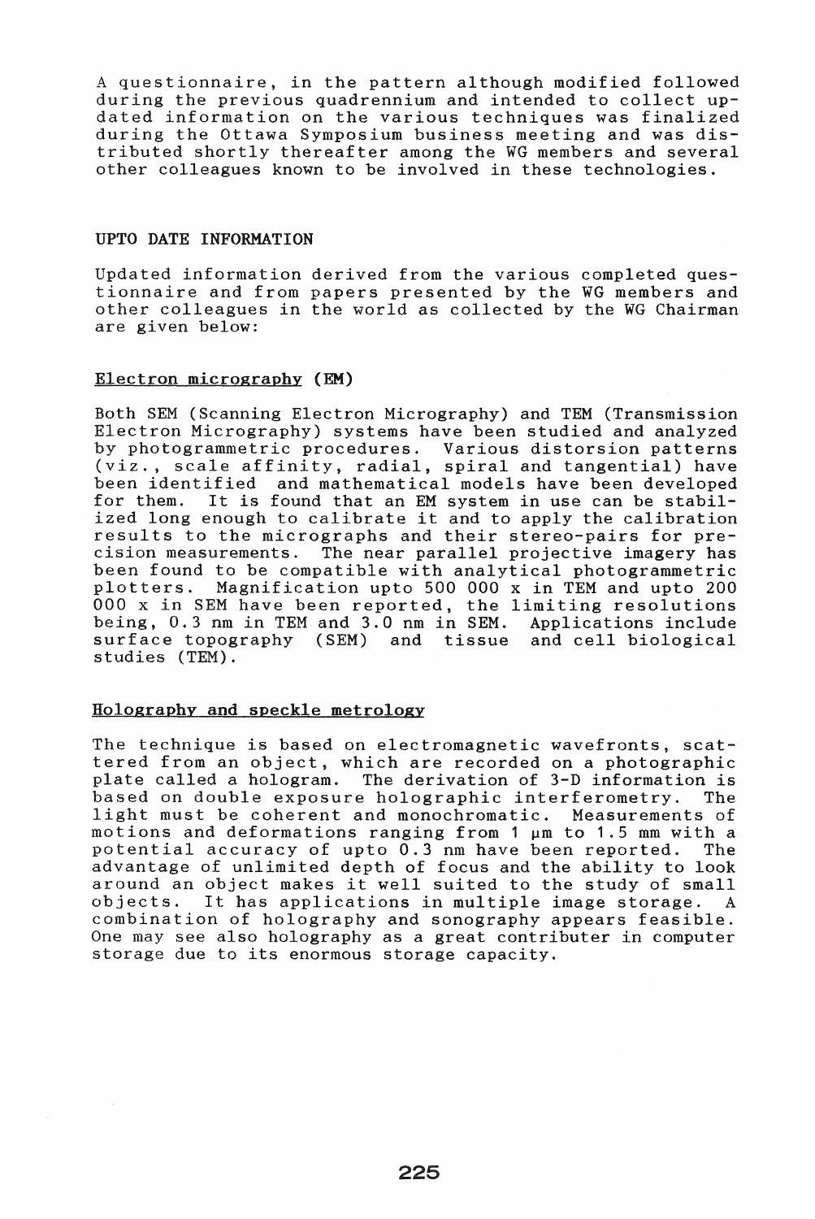A questionnaire, in the pattern although modified followed during the previous quadrennium and intended to collect updated information on the various techniques was finalized during the Ottawa Symposium business meeting and was distributed shortly thereafter among the WG members and several other colleagues known to be involved in these technologies.

## UPTO DATE INFORMATION

Updated information derived from the various completed questionnaire and from papers presented by the WG members and other colleagues in the world as collected by the WG Chairman are given below:

### Electron micrography (EM)

Both SEM (Scanning Electron Micrography) and TEM (Transmission Electron Micrography) systems have been studied and analyzed by photogrammetric procedures. Various distorsion patterns (viz., scale affinity, radial, spiral and tangential) have been identified and mathematical models have been developed for them. It is found that an EM system in use can be stabilized long enough to calibrate it and to apply the calibration results to the micrographs and their stereo-pairs for precision measurements. The near parallel projective imagery has been found to be compatible with analytical photogrammetric plotters. Magnification upto 500 000 x in TEM and upto 200 000 x in SEM have been reported, the limiting resolutions being, 0.3 nm in TEM and 3.0 nm in SEM. Applications include surface topography (SEM) and tissue and cell biological studies (TEM).

### Holography and speckle metrology

The technique is based on electromagnetic wavefronts, scattered from an object, which are recorded on a photographic plate called a hologram. The derivation of 3-D information is based on double exposure holographic interferometry. The light must be coherent and monochromatic. Measurements of motions and deformations ranging from 1 µm to 1.5 mm with a potential accuracy of upto 0.3 nm have been reported. The advantage of unlimited depth of focus and the ability to look around an object makes it well suited to the study of small objects. It has applications in multiple image storage. A combination of holography and sonography appears feasible. One may see also holography as a great contributer in computer storage due to its enormous storage capacity.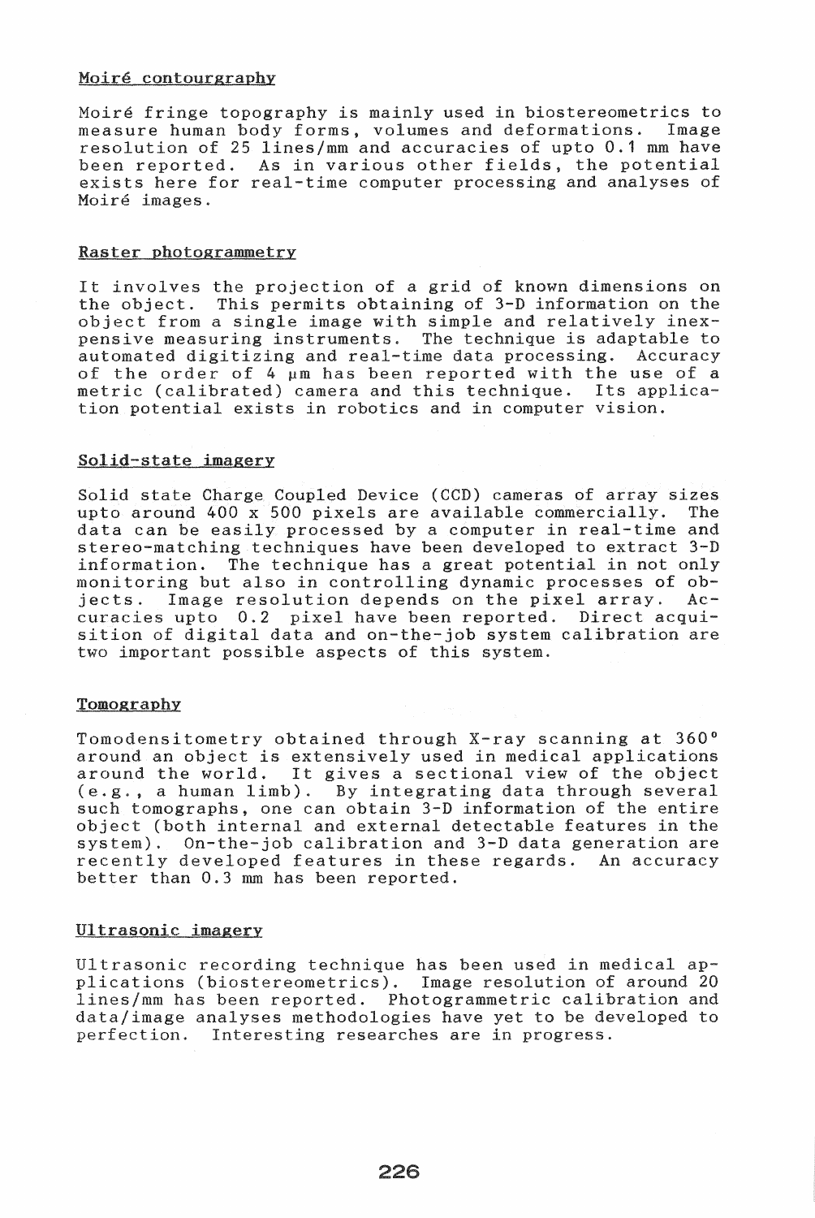### Moiré contourgraphy

Moiré fringe topography is mainly used in biostereometrics to measure human body forms, volumes and deformations. Image resolution of 25 lines/mm and accuracies of upto 0.1 mm have been reported. As in various other fields, the potential exists here for real-time computer processing and analyses of Moiré images.

### Raster photogrammetry

It involves the projection of a grid of known dimensions on the object. This permits obtaining of 3-D information on the object from a single image with simple and relatively inexpensive measuring instruments. The technique is adaptable to automated digitizing and real-time data processing. Accuracy of the order of 4 μm has been reported with the use of a metric (calibrated) camera and this technique. Its application potential exists in robotics and in computer vision.

### Solid-state imagery

Solid state Charge Coupled Device (CCD) cameras of array sizes upto around 400 x 500 pixels are available commercially. The data can be easily processed by a computer in real-time and stereo-matching techniques have been developed to extract 3-D information. The technique has a great potential in not only monitoring but also in controlling dynamic processes of objects. Image resolution depends on the pixel array. Accuracies upto 0.2 pixel have been reported. Direct acquisition of digital data and on-the-job system calibration are two important possible aspects of this system.

### Tomography

Tomodensitometry obtained through X-ray scanning at 360° around an object is extensively used in medical applications around the world. It gives a sectional view of the object (e.g., a human limb). By integrating data through several such tomographs, one can obtain 3-D information of the entire object (both internal and external detectable features in the system). On-the-job calibration and 3-D data generation are recently developed features in these regards. An accuracy better than 0.3 mm has been reported.

### Ultrasonic imagery

Ultrasonic recording technique has been used in medical applications (biostereometrics). Image resolution of around 20 lines/mm has been reported. Photogrammetric calibration and data/image analyses methodologies have yet to be developed to perfection. Interesting researches are in progress.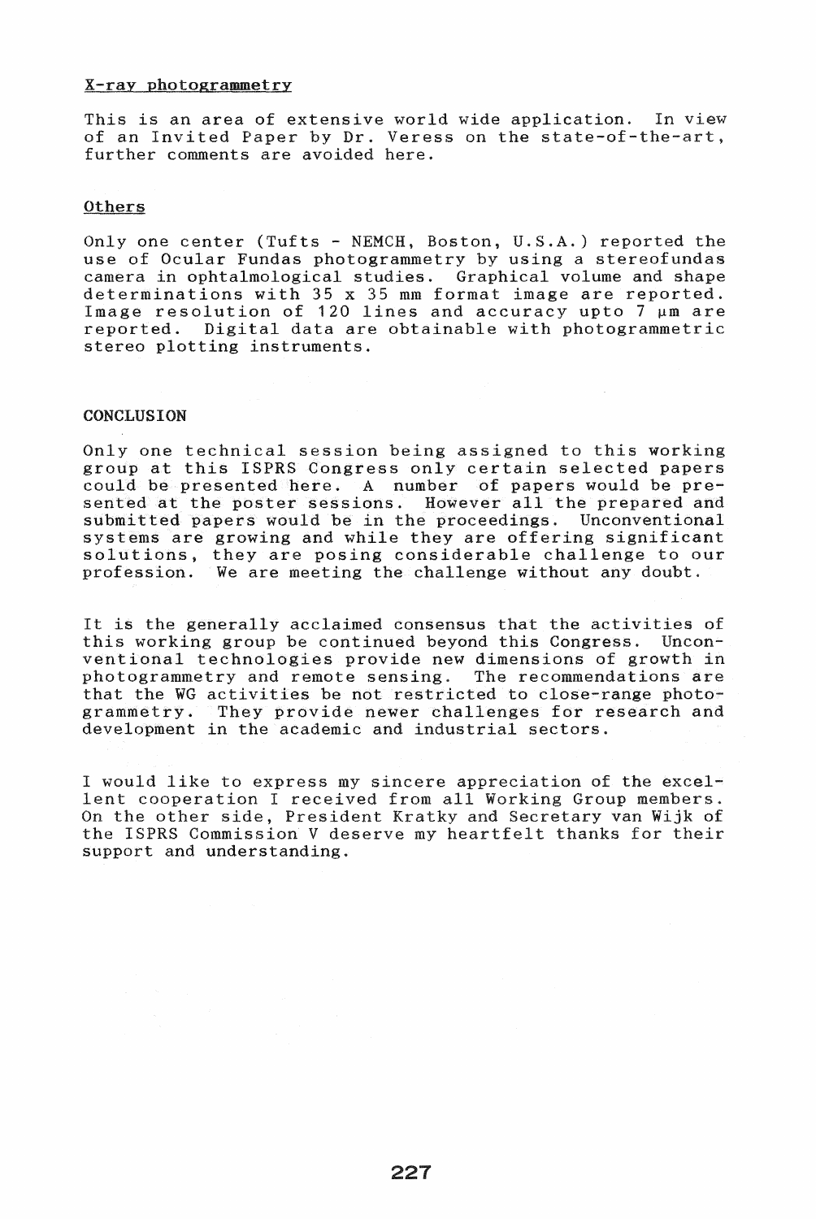## X-ray photogrammetry

This is an area of extensive world wide application. In view of an Invited Paper by Dr. Veress on the state-of-the-art, further comments are avoided here.

## Others

Only one center (Tufts - NEMCH, Boston, U.S.A.) reported the use of Ocular Fundas photogrammetry by using a stereofundas camera in ophtalmological studies. Graphical volume and shape determinations with 35 x 35 mm format image are reported. Image resolution of 120 lines and accuracy upto 7 μm are reported. Digital data are obtainable with photogrammetric stereo plotting instruments.

## CONCLUSION

Only one technical session being assigned to this working group at this ISPRS Congress only certain selected papers could be presented here. A number of papers would be presented at the poster sessions. However all the prepared and submitted papers would be in the proceedings. Unconventional systems are growing and while they are offering significant solutions, they are posing considerable challenge to our profession. We are meeting the challenge without any doubt.

It is the generally acclaimed consensus that the activities of this working group be continued beyond this Congress. Unconventional technologies provide new dimensions of growth in photogrammetry and remote sensing. The recommendations are that the WG activities be not restricted to close-range photogrammetry. They provide newer challenges for research and development in the academic and industrial sectors.

I would like to express my sincere appreciation of the excellent cooperation I received from all Working Group members. On the other side, President Kratky and Secretary van Wijk of the ISPRS Commission V deserve my heartfelt thanks for their support and understanding.